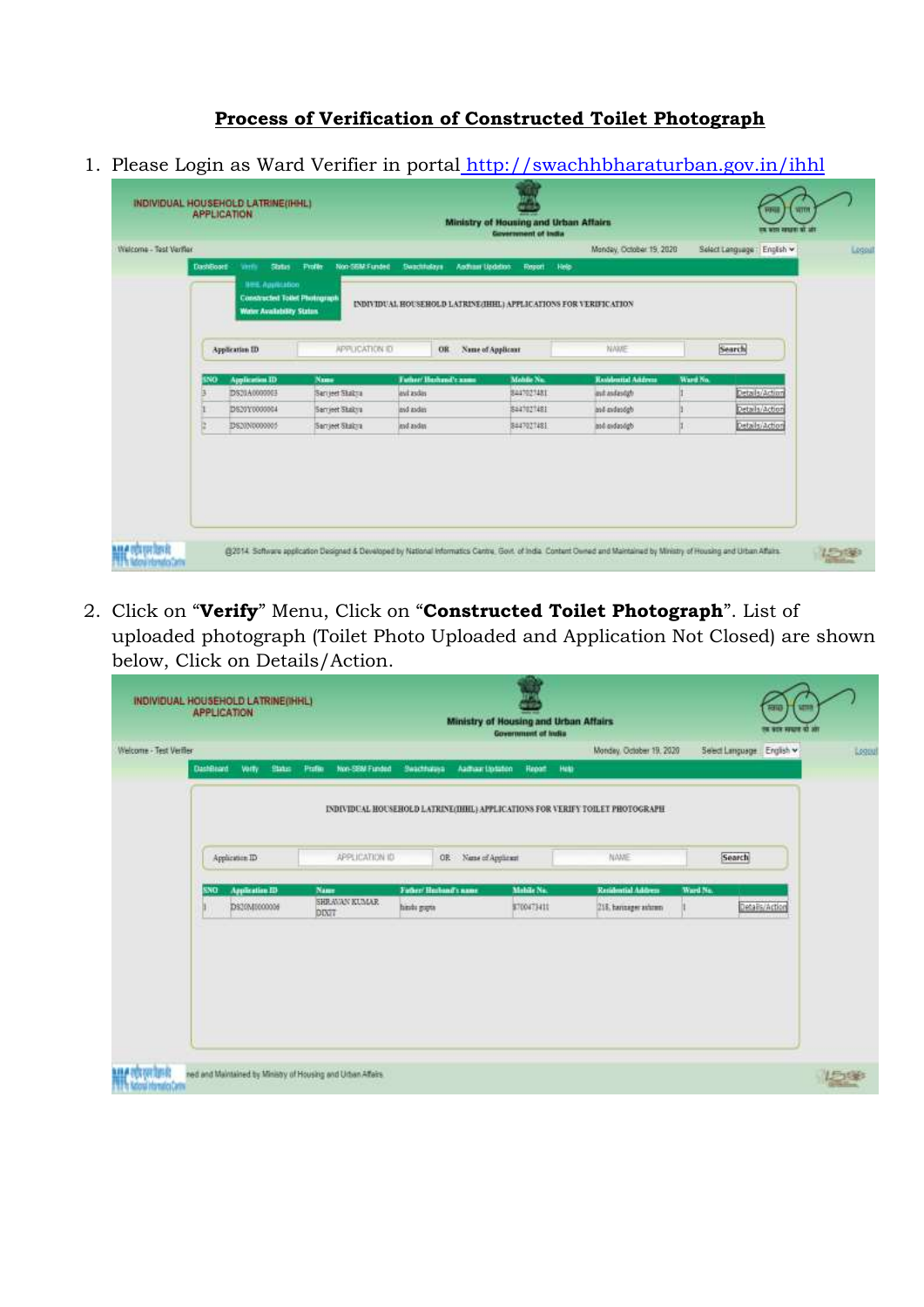## **Process of Verification of Constructed Toilet Photograph**

1. Please Login as Ward Verifier in portal http://swachhbharaturban.gov.in/ihhl

2. Click on "**Verify**" Menu, Click on "**Constructed Toilet Photograph**". List of uploaded photograph (Toilet Photo Uploaded and Application Not Closed) are shown below, Click on Details/Action.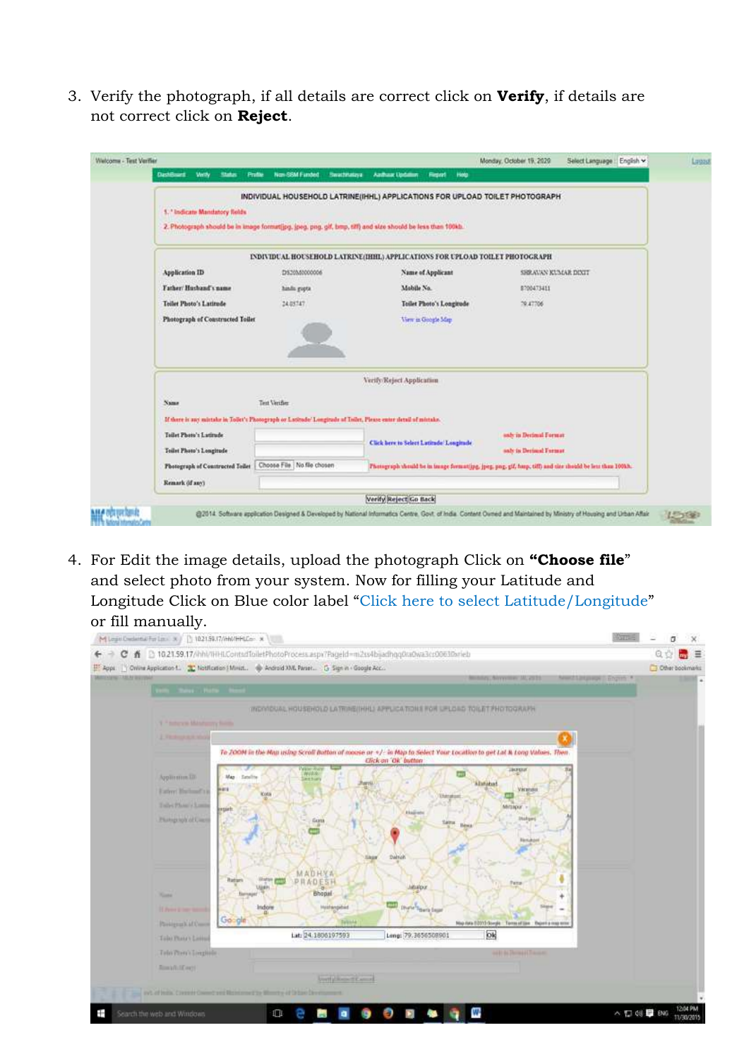3. Verify the photograph, if all details are correct click on **Verify**, if details are not correct click on **Reject**.

4. For Edit the image details, upload the photograph Click on **"Choose file"** and select photo from your system. Now for filling your Latitude and Longitude Click on Blue color label "Click here to select Latitude/Longitude" or fill manually.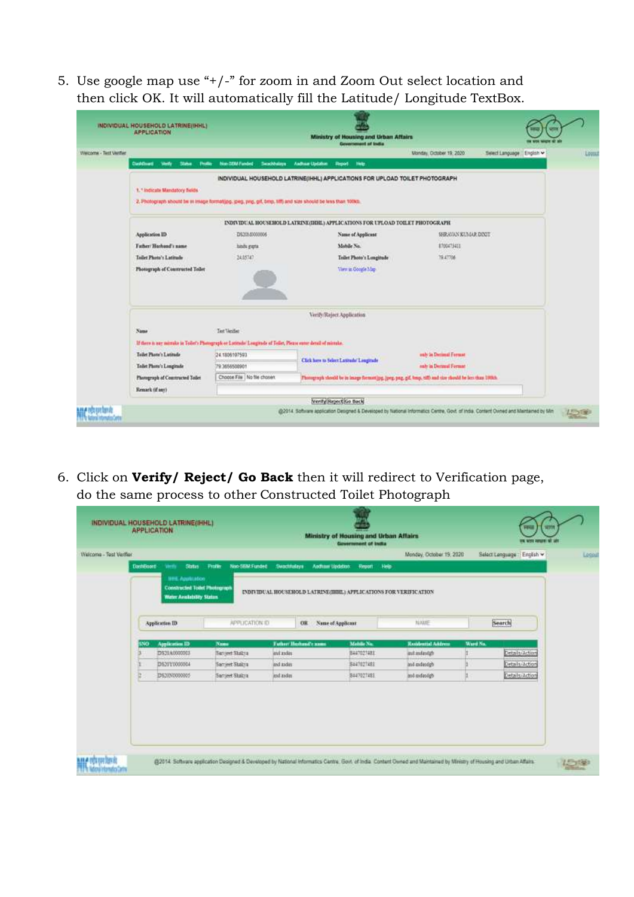5. Use google map use "+/-" for zoom in and Zoom Out select location and then click OK. It will automatically fill the Latitude/ Longitude TextBox.

6. Click on **Verify/ Reject/ Go Back** then it will redirect to Verification page, do the same process to other Constructed Toilet Photograph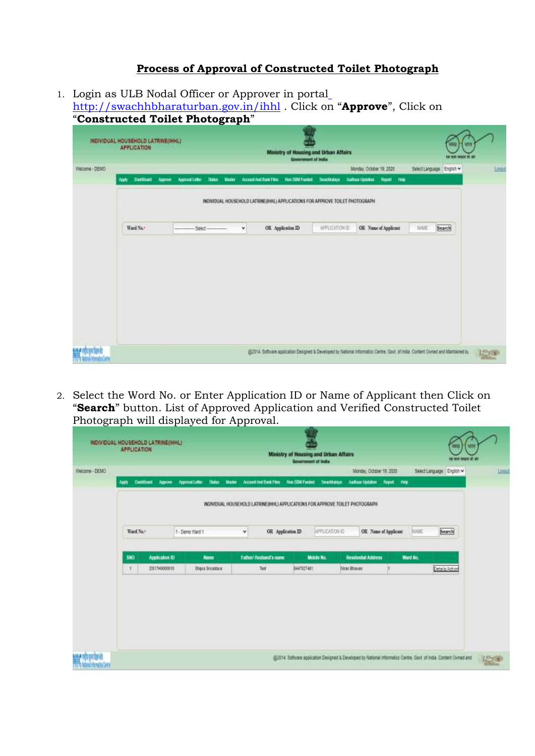# Process of Approval of Constructed Toilet Photograph

1. Login as ULB Nodal Officer or Approver in portal http://swachhbharaturban.gov.in/ihhl . Click on "**Approve**", Click on "**Constructed Toilet Photograph**"

2. Select the Word No. or Enter Application ID or Name of Applicant then Click on "**Search**" button. List of Approved Application and Verified Constructed Toilet Photograph will displayed for Approval.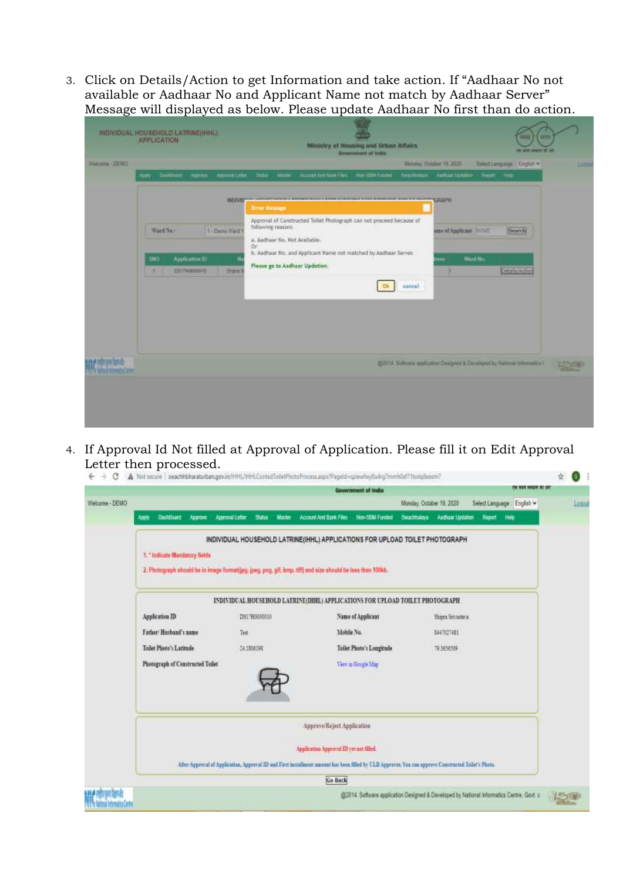3. Click on Details/Action to get Information and take action. If “Aadhaar No not available or Aadhaar No and Applicant Name not match by Aadhaar Server” Message will displayed as below. Please update Aadhaar No first than do action.

4. If Approval Id Not filled at Approval of Application. Please fill it on Edit Approval Letter then processed.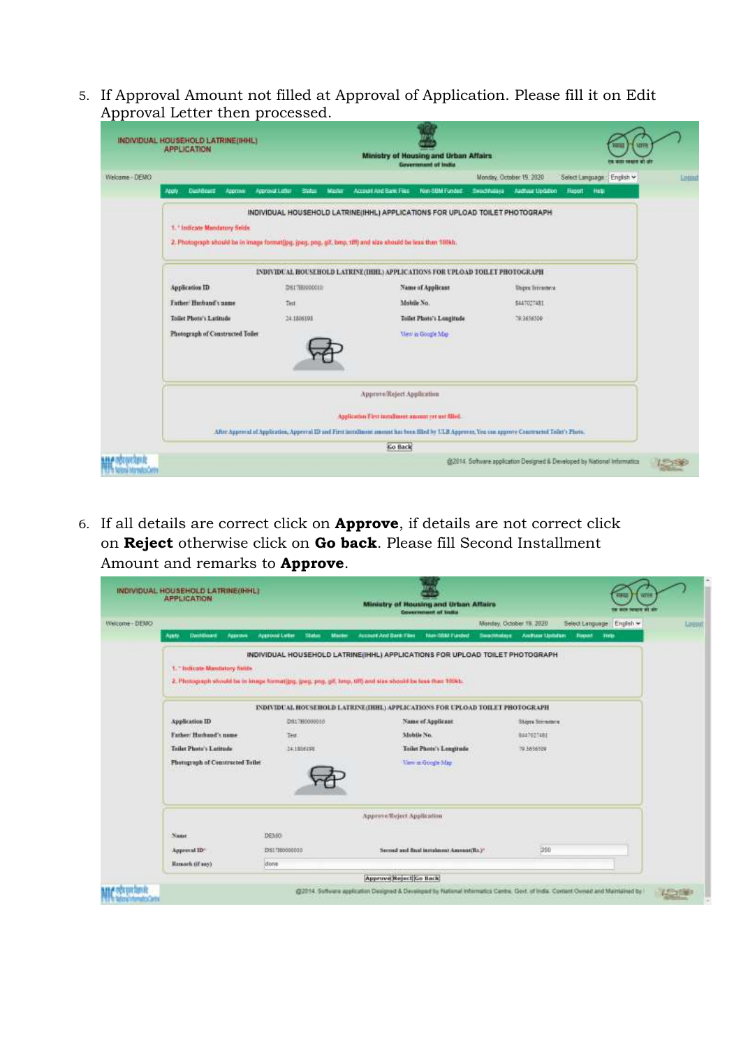5. If Approval Amount not filled at Approval of Application. Please fill it on Edit Approval Letter then processed.

6. If all details are correct click on **Approve**, if details are not correct click on **Reject** otherwise click on **Go back**. Please fill Second Installment Amount and remarks to **Approve**.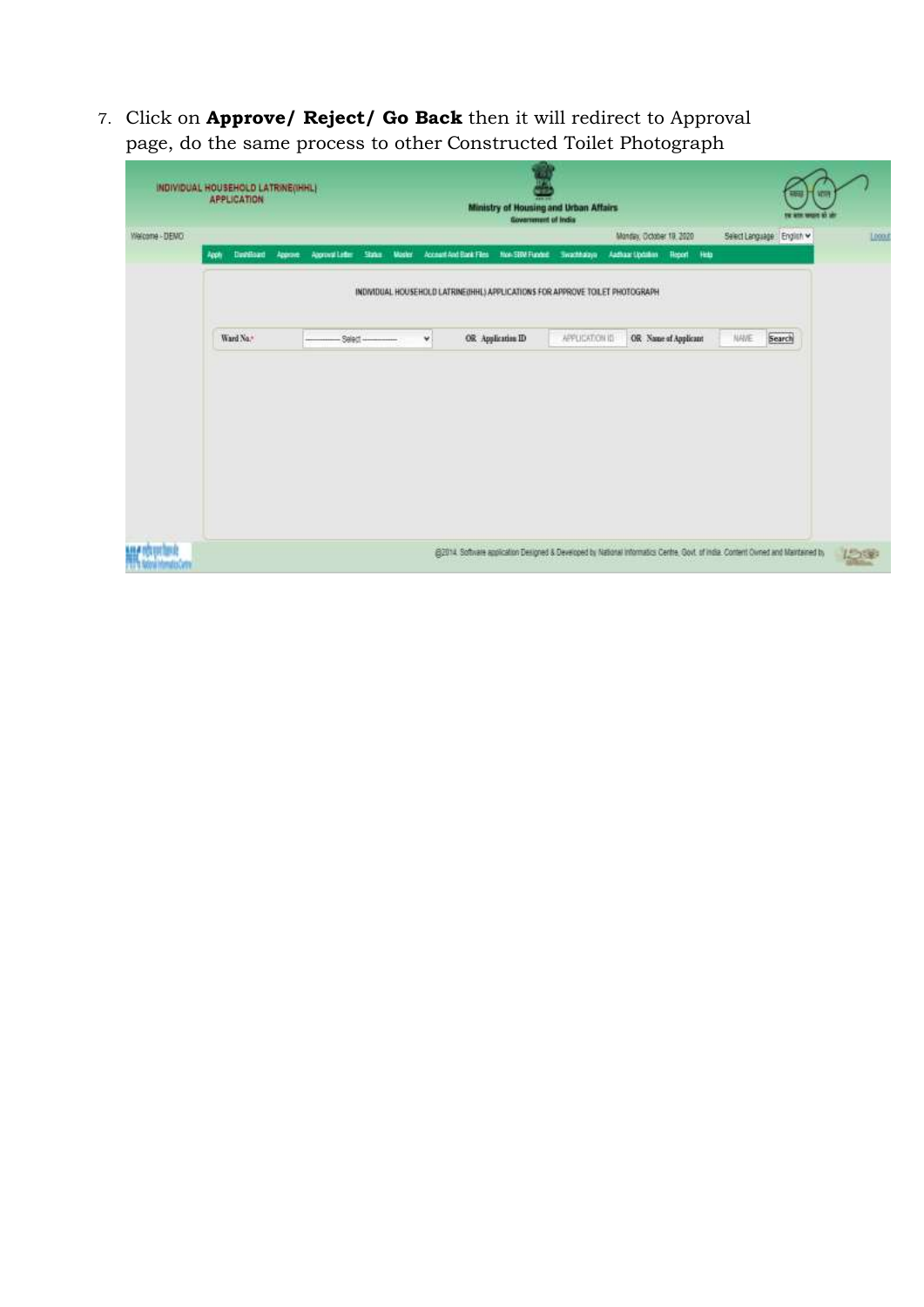7. Click on **Approve/ Reject/ Go Back** then it will redirect to Approval page, do the same process to other Constructed Toilet Photograph